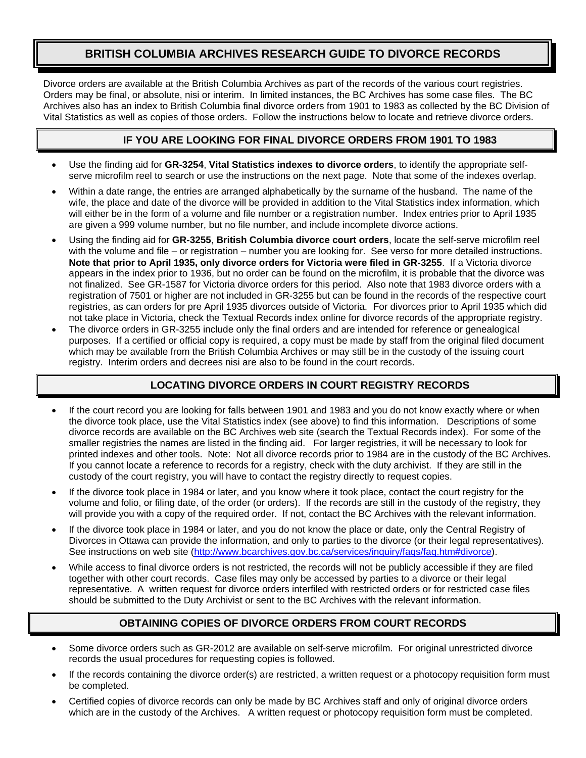# BRITISH COLUMBIA ARCHIVES RESEARCH GUIDE TO DIVORCE RECORDS

Divorce orders are available at the British Columbia Archives as part of the records of the various court registries. Orders may be final, or absolute, nisi or interim. In limited instances, the BC Archives has some case files. The BC Archives also has an index to British Columbia final divorce orders from 1901 to 1983 as collected by the BC Division of Vital Statistics as well as copies of those orders. Follow the instructions below to locate and retrieve divorce orders.

## IF YOU ARE LOOKING FOR FINAL DIVORCE ORDERS FROM 1901 TO 1983

- Use the finding aid for **GR-3254**, **Vital Statistics indexes to divorce orders**, to identify the appropriate self-serve microfilm reel to search or use the instructions on the next page. Note that some of the indexes overlap.
- Within a date range, the entries are arranged alphabetically by the surname of the husband. The name of the wife, the place and date of the divorce will be provided in addition to the Vital Statistics index information, which will either be in the form of a volume and file number or a registration number. Index entries prior to April 1935 are given a 999 volume number, but no file number, and include incomplete divorce actions.
- Using the finding aid for **GR-3255**, **British Columbia divorce court orders**, locate the self-serve microfilm reel with the volume and file – or registration – number you are looking for. See verso for more detailed instructions. **Note that prior to April 1935, only divorce orders for Victoria were filed in GR-3255**. If a Victoria divorce appears in the index prior to 1936, but no order can be found on the microfilm, it is probable that the divorce was not finalized. See GR-1587 for Victoria divorce orders for this period. Also note that 1983 divorce orders with a registration of 7501 or higher are not included in GR-3255 but can be found in the records of the respective court registries, as can orders for pre April 1935 divorces outside of Victoria. For divorces prior to April 1935 which did not take place in Victoria, check the Textual Records index online for divorce records of the appropriate registry.
- The divorce orders in GR-3255 include only the final orders and are intended for reference or genealogical purposes. If a certified or official copy is required, a copy must be made by staff from the original filed document which may be available from the British Columbia Archives or may still be in the custody of the issuing court registry. Interim orders and decrees nisi are also to be found in the court records.

## LOCATING DIVORCE ORDERS IN COURT REGISTRY RECORDS

- If the court record you are looking for falls between 1901 and 1983 and you do not know exactly where or when the divorce took place, use the Vital Statistics index (see above) to find this information. Descriptions of some divorce records are available on the BC Archives web site (search the Textual Records index). For some of the smaller registries the names are listed in the finding aid. For larger registries, it will be necessary to look for printed indexes and other tools. Note: Not all divorce records prior to 1984 are in the custody of the BC Archives. If you cannot locate a reference to records for a registry, check with the duty archivist. If they are still in the custody of the court registry, you will have to contact the registry directly to request copies.
- If the divorce took place in 1984 or later, and you know where it took place, contact the court registry for the volume and folio, or filing date, of the order (or orders). If the records are still in the custody of the registry, they will provide you with a copy of the required order. If not, contact the BC Archives with the relevant information.
- If the divorce took place in 1984 or later, and you do not know the place or date, only the Central Registry of Divorces in Ottawa can provide the information, and only to parties to the divorce (or their legal representatives). See instructions on web site (http://www.bcarchives.gov.bc.ca/services/inquiry/faqs/faq.htm#divorce).
- While access to final divorce orders is not restricted, the records will not be publicly accessible if they are filed together with other court records. Case files may only be accessed by parties to a divorce or their legal representative. A written request for divorce orders interfiled with restricted orders or for restricted case files should be submitted to the Duty Archivist or sent to the BC Archives with the relevant information.

## OBTAINING COPIES OF DIVORCE ORDERS FROM COURT RECORDS

- Some divorce orders such as GR-2012 are available on self-serve microfilm. For original unrestricted divorce records the usual procedures for requesting copies is followed.
- If the records containing the divorce order(s) are restricted, a written request or a photocopy requisition form must be completed.
- Certified copies of divorce records can only be made by BC Archives staff and only of original divorce orders which are in the custody of the Archives. A written request or photocopy requisition form must be completed.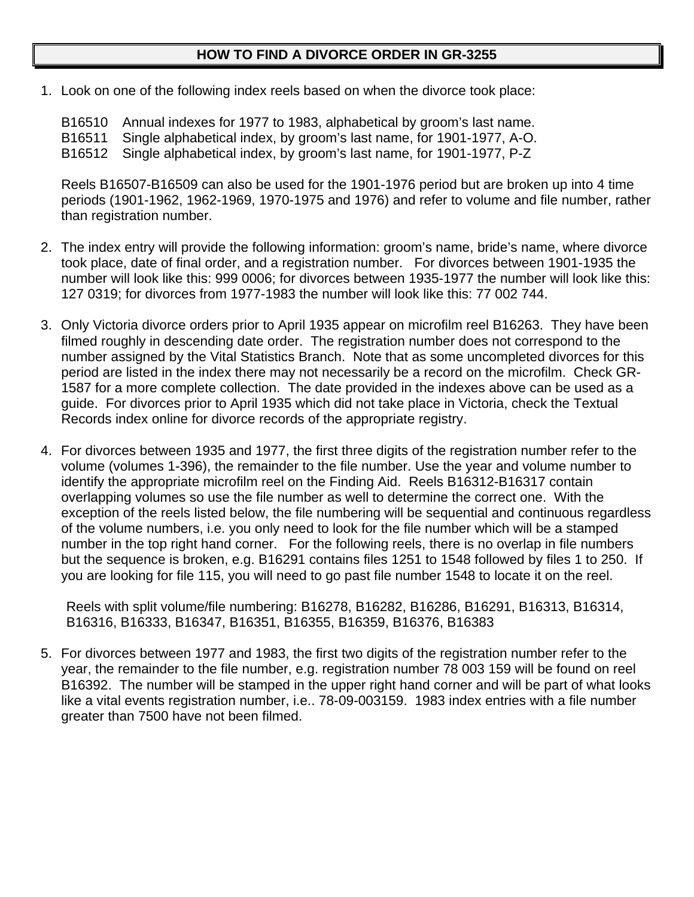# HOW TO FIND A DIVORCE ORDER IN GR-3255

1. Look on one of the following index reels based on when the divorce took place:

   B16510 Annual indexes for 1977 to 1983, alphabetical by groom's last name.
   B16511 Single alphabetical index, by groom's last name, for 1901-1977, A-O.
   B16512 Single alphabetical index, by groom's last name, for 1901-1977, P-Z

   Reels B16507-B16509 can also be used for the 1901-1976 period but are broken up into 4 time periods (1901-1962, 1962-1969, 1970-1975 and 1976) and refer to volume and file number, rather than registration number.

2. The index entry will provide the following information: groom's name, bride's name, where divorce took place, date of final order, and a registration number. For divorces between 1901-1935 the number will look like this: 999 0006; for divorces between 1935-1977 the number will look like this: 127 0319; for divorces from 1977-1983 the number will look like this: 77 002 744.

3. Only Victoria divorce orders prior to April 1935 appear on microfilm reel B16263. They have been filmed roughly in descending date order. The registration number does not correspond to the number assigned by the Vital Statistics Branch. Note that as some uncompleted divorces for this period are listed in the index there may not necessarily be a record on the microfilm. Check GR-1587 for a more complete collection. The date provided in the indexes above can be used as a guide. For divorces prior to April 1935 which did not take place in Victoria, check the Textual Records index online for divorce records of the appropriate registry.

4. For divorces between 1935 and 1977, the first three digits of the registration number refer to the volume (volumes 1-396), the remainder to the file number. Use the year and volume number to identify the appropriate microfilm reel on the Finding Aid. Reels B16312-B16317 contain overlapping volumes so use the file number as well to determine the correct one. With the exception of the reels listed below, the file numbering will be sequential and continuous regardless of the volume numbers, i.e. you only need to look for the file number which will be a stamped number in the top right hand corner. For the following reels, there is no overlap in file numbers but the sequence is broken, e.g. B16291 contains files 1251 to 1548 followed by files 1 to 250. If you are looking for file 115, you will need to go past file number 1548 to locate it on the reel.

   Reels with split volume/file numbering: B16278, B16282, B16286, B16291, B16313, B16314, B16316, B16333, B16347, B16351, B16355, B16359, B16376, B16383

5. For divorces between 1977 and 1983, the first two digits of the registration number refer to the year, the remainder to the file number, e.g. registration number 78 003 159 will be found on reel B16392. The number will be stamped in the upper right hand corner and will be part of what looks like a vital events registration number, i.e.. 78-09-003159. 1983 index entries with a file number greater than 7500 have not been filmed.